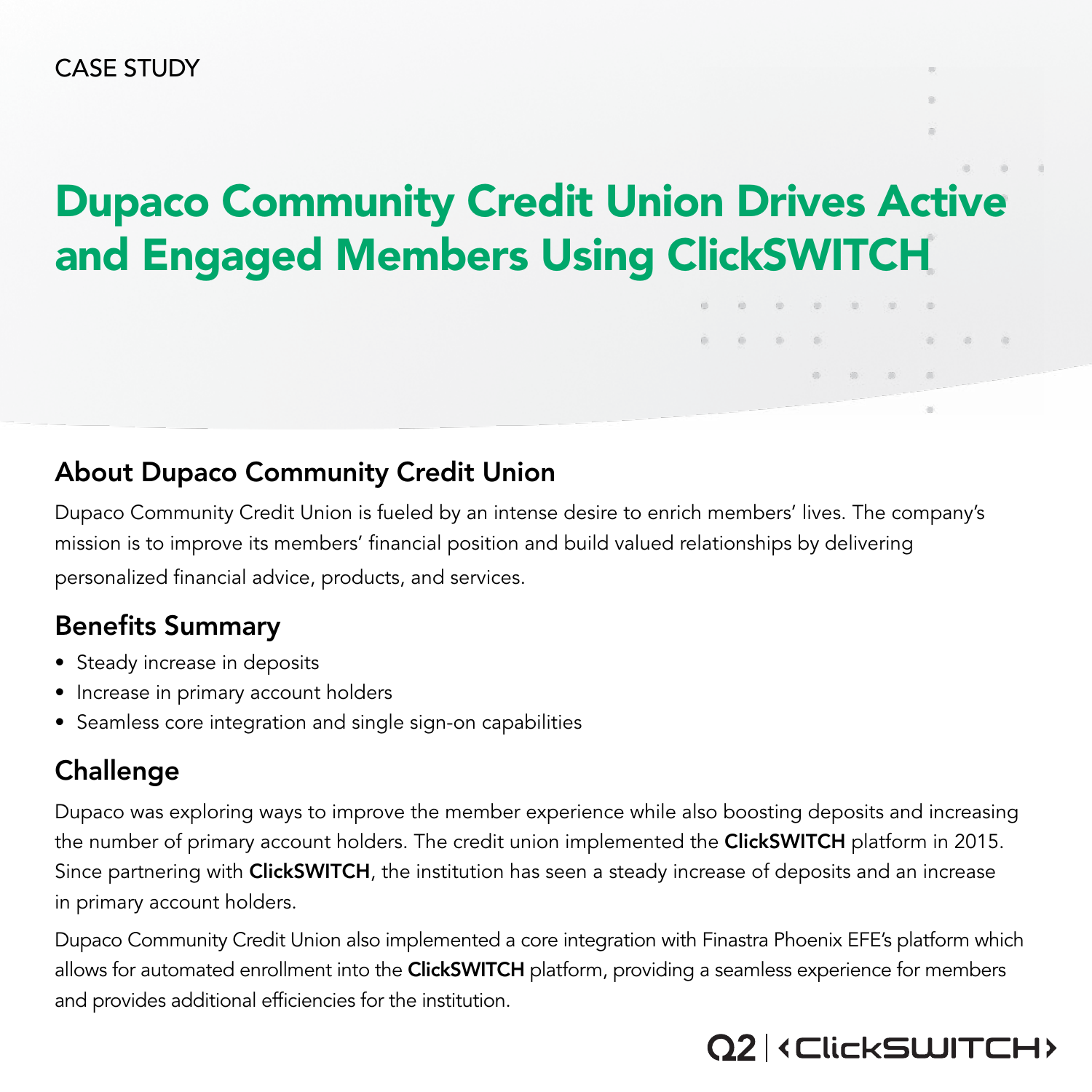CASE STUDY

# Dupaco Community Credit Union Drives Active and Engaged Members Using ClickSWITCH

## About Dupaco Community Credit Union

Dupaco Community Credit Union is fueled by an intense desire to enrich members' lives. The company's mission is to improve its members' financial position and build valued relationships by delivering personalized financial advice, products, and services.

## Benefits Summary

- Steady increase in deposits
- Increase in primary account holders
- Seamless core integration and single sign-on capabilities

## Challenge

Dupaco was exploring ways to improve the member experience while also boosting deposits and increasing the number of primary account holders. The credit union implemented the **ClickSWITCH** platform in 2015. Since partnering with **ClickSWITCH**, the institution has seen a steady increase of deposits and an increase in primary account holders.

Dupaco Community Credit Union also implemented a core integration with Finastra Phoenix EFE's platform which allows for automated enrollment into the **ClickSWITCH** platform, providing a seamless experience for members and provides additional efficiencies for the institution.

Q2 | ‹ClickSWITCH›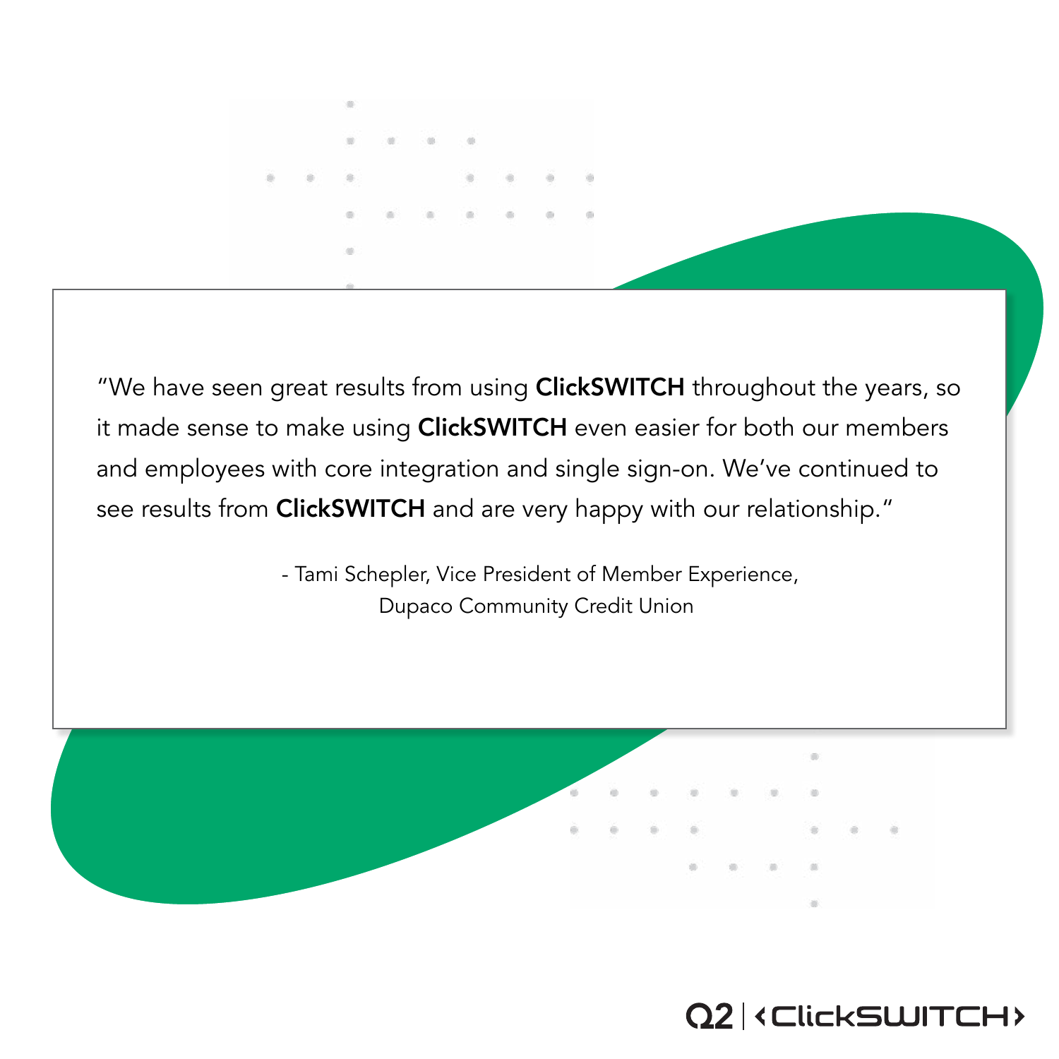"We have seen great results from using **ClickSWITCH** throughout the years, so it made sense to make using **ClickSWITCH** even easier for both our members and employees with core integration and single sign-on. We've continued to see results from **ClickSWITCH** and are very happy with our relationship."

- Tami Schepler, Vice President of Member Experience, Dupaco Community Credit Union

Q2 | ‹ClickSWITCH›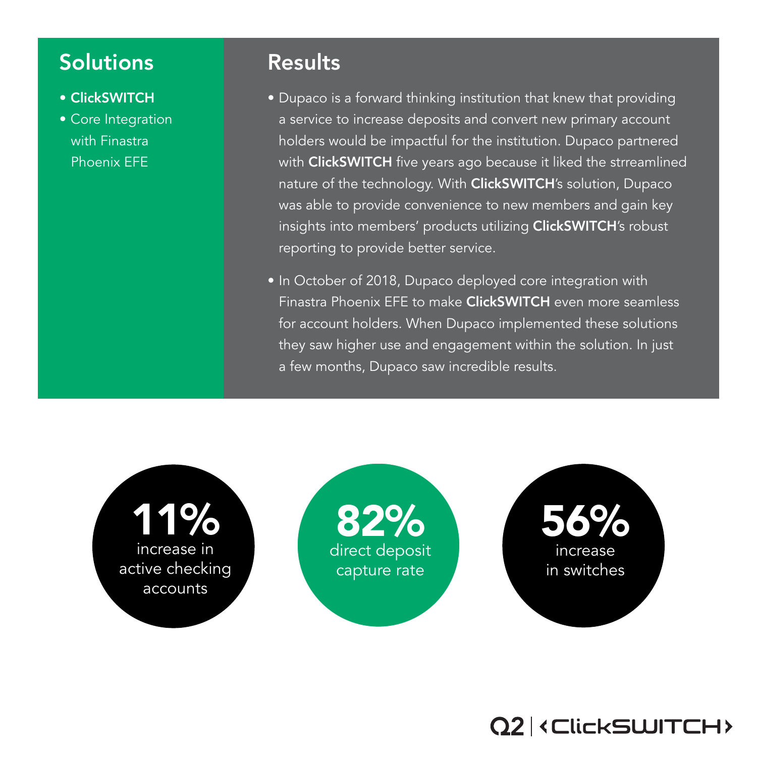## Solutions

- **ClickSWITCH**
- Core Integration with Finastra Phoenix EFE

## Results

- Dupaco is a forward thinking institution that knew that providing a service to increase deposits and convert new primary account holders would be impactful for the institution. Dupaco partnered with **ClickSWITCH** five years ago because it liked the strreamlined nature of the technology. With **ClickSWITCH**'s solution, Dupaco was able to provide convenience to new members and gain key insights into members' products utilizing **ClickSWITCH**'s robust reporting to provide better service.
- In October of 2018, Dupaco deployed core integration with Finastra Phoenix EFE to make **ClickSWITCH** even more seamless for account holders. When Dupaco implemented these solutions they saw higher use and engagement within the solution. In just a few months, Dupaco saw incredible results.

**11%** increase in active checking accounts

**82%** direct deposit capture rate

**56%** increase in switches

Q2 | ‹ClickSWITCH›